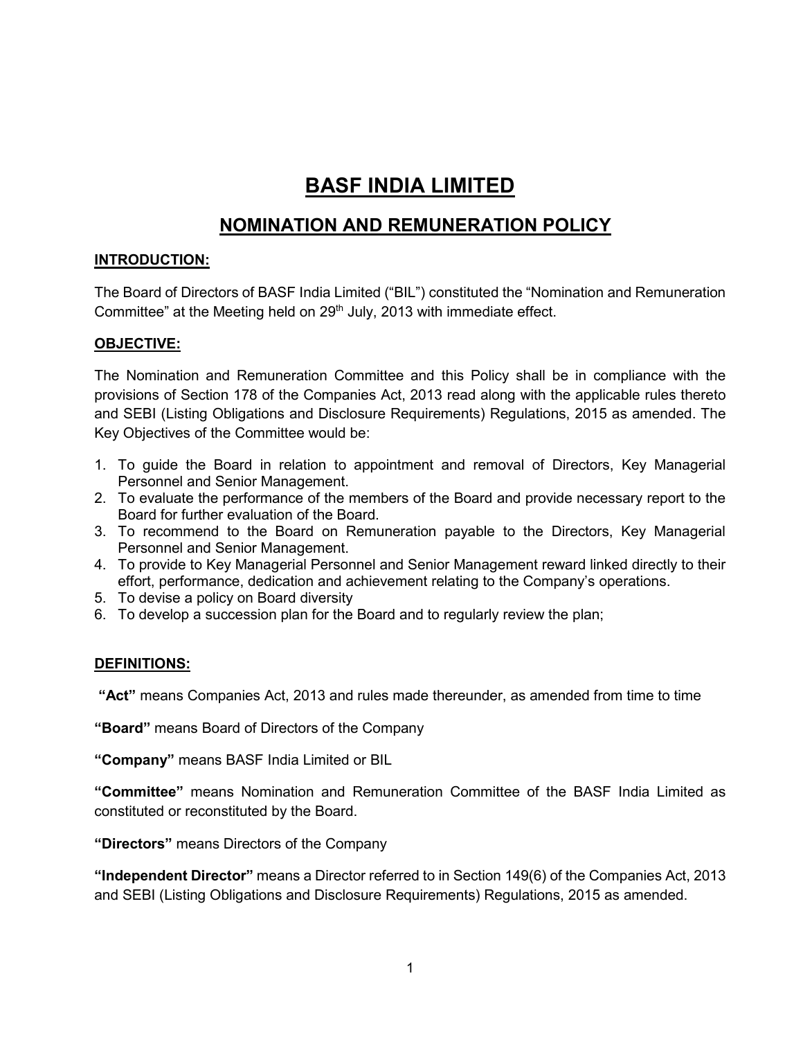# BASF INDIA LIMITED

## NOMINATION AND REMUNERATION POLICY

### INTRODUCTION:

The Board of Directors of BASF India Limited ("BIL") constituted the "Nomination and Remuneration Committee" at the Meeting held on 29th July, 2013 with immediate effect.

### OBJECTIVE:

The Nomination and Remuneration Committee and this Policy shall be in compliance with the provisions of Section 178 of the Companies Act, 2013 read along with the applicable rules thereto and SEBI (Listing Obligations and Disclosure Requirements) Regulations, 2015 as amended. The Key Objectives of the Committee would be:

1. To guide the Board in relation to appointment and removal of Directors, Key Managerial Personnel and Senior Management.
2. To evaluate the performance of the members of the Board and provide necessary report to the Board for further evaluation of the Board.
3. To recommend to the Board on Remuneration payable to the Directors, Key Managerial Personnel and Senior Management.
4. To provide to Key Managerial Personnel and Senior Management reward linked directly to their effort, performance, dedication and achievement relating to the Company's operations.
5. To devise a policy on Board diversity
6. To develop a succession plan for the Board and to regularly review the plan;

### DEFINITIONS:

**"Act"** means Companies Act, 2013 and rules made thereunder, as amended from time to time

**"Board"** means Board of Directors of the Company

**"Company"** means BASF India Limited or BIL

**"Committee"** means Nomination and Remuneration Committee of the BASF India Limited as constituted or reconstituted by the Board.

**"Directors"** means Directors of the Company

**"Independent Director"** means a Director referred to in Section 149(6) of the Companies Act, 2013 and SEBI (Listing Obligations and Disclosure Requirements) Regulations, 2015 as amended.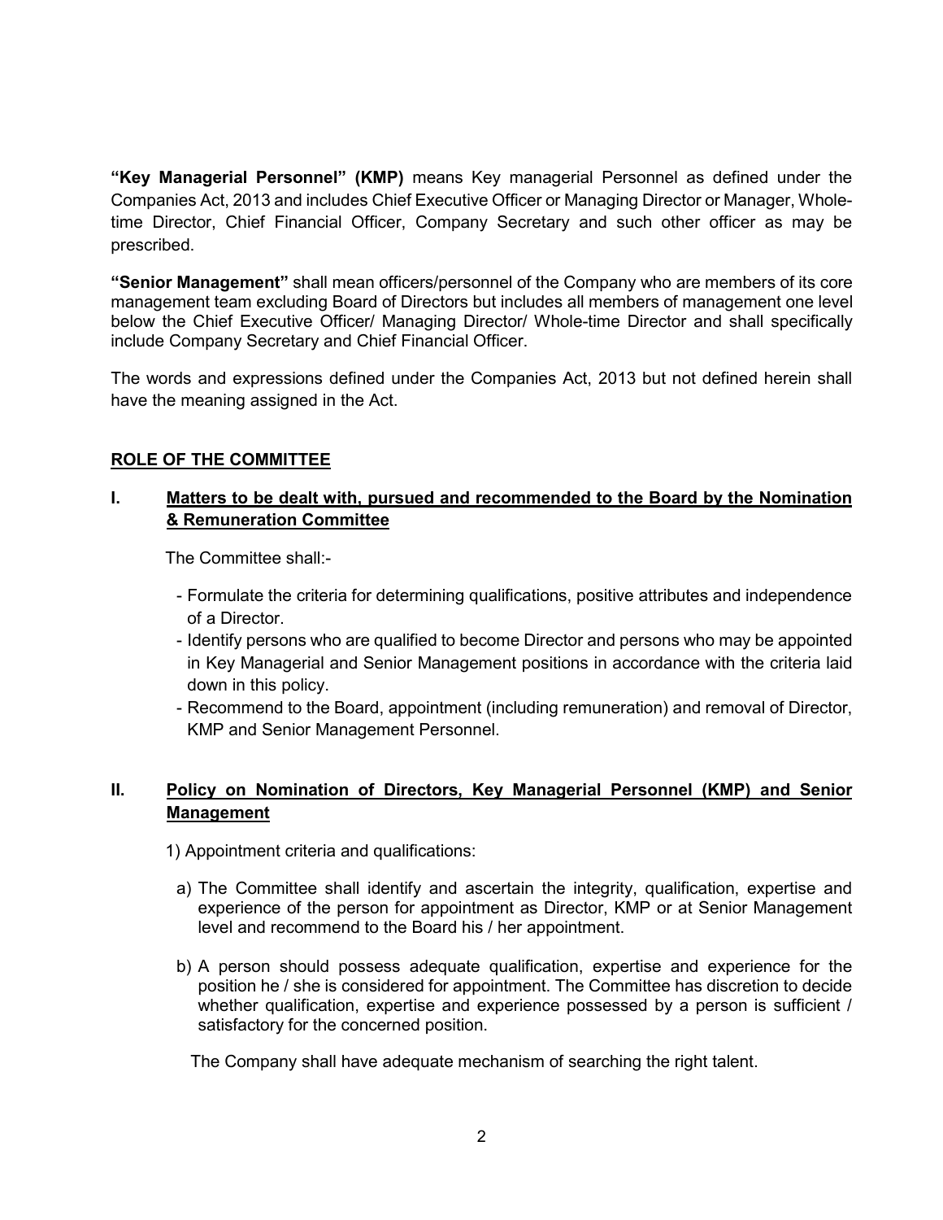**"Key Managerial Personnel" (KMP)** means Key managerial Personnel as defined under the Companies Act, 2013 and includes Chief Executive Officer or Managing Director or Manager, Whole-time Director, Chief Financial Officer, Company Secretary and such other officer as may be prescribed.

**"Senior Management"** shall mean officers/personnel of the Company who are members of its core management team excluding Board of Directors but includes all members of management one level below the Chief Executive Officer/ Managing Director/ Whole-time Director and shall specifically include Company Secretary and Chief Financial Officer.

The words and expressions defined under the Companies Act, 2013 but not defined herein shall have the meaning assigned in the Act.

## ROLE OF THE COMMITTEE

### I. Matters to be dealt with, pursued and recommended to the Board by the Nomination & Remuneration Committee

The Committee shall:-

- Formulate the criteria for determining qualifications, positive attributes and independence of a Director.
- Identify persons who are qualified to become Director and persons who may be appointed in Key Managerial and Senior Management positions in accordance with the criteria laid down in this policy.
- Recommend to the Board, appointment (including remuneration) and removal of Director, KMP and Senior Management Personnel.

### II. Policy on Nomination of Directors, Key Managerial Personnel (KMP) and Senior Management

1) Appointment criteria and qualifications:

a) The Committee shall identify and ascertain the integrity, qualification, expertise and experience of the person for appointment as Director, KMP or at Senior Management level and recommend to the Board his / her appointment.

b) A person should possess adequate qualification, expertise and experience for the position he / she is considered for appointment. The Committee has discretion to decide whether qualification, expertise and experience possessed by a person is sufficient / satisfactory for the concerned position.

The Company shall have adequate mechanism of searching the right talent.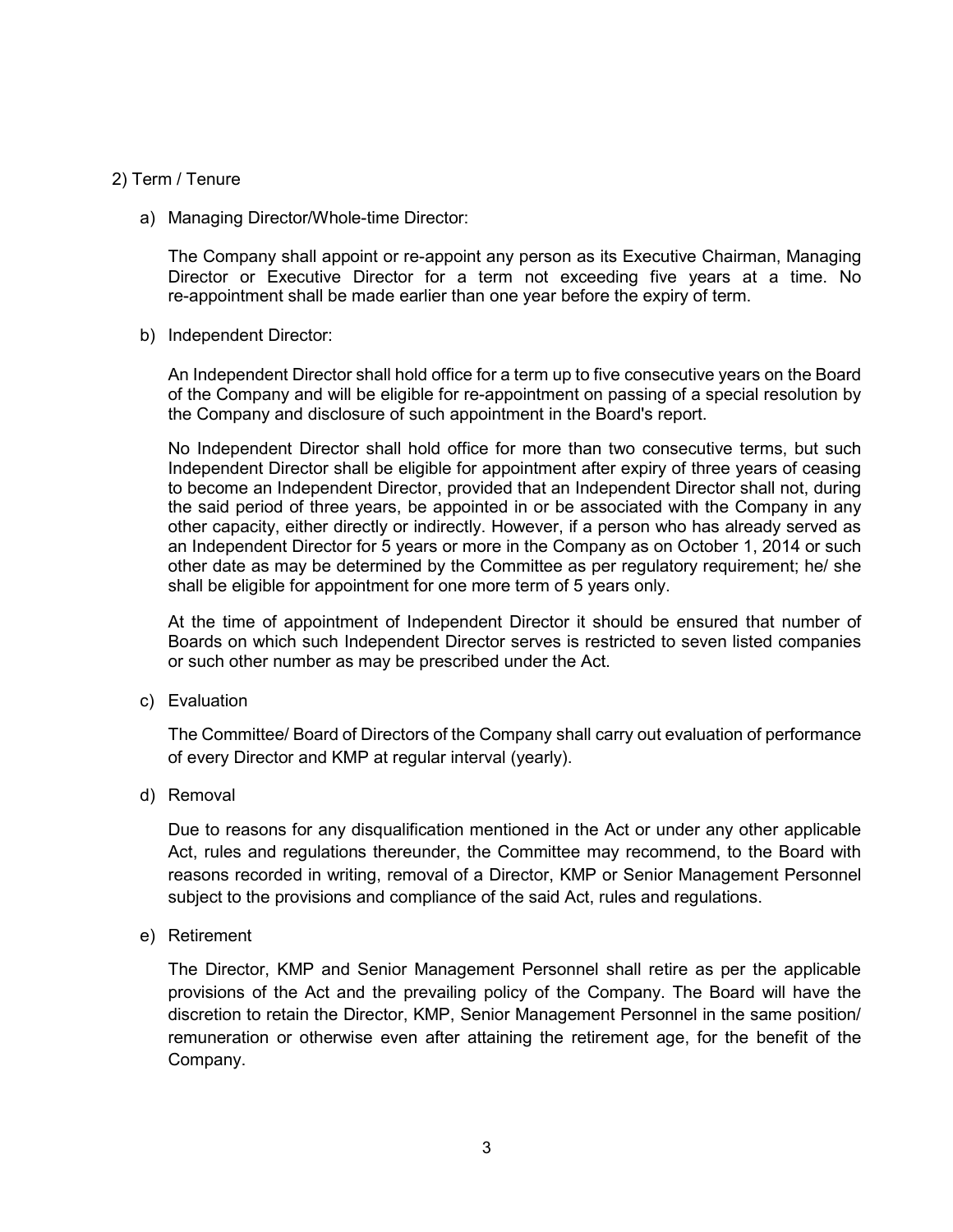2) Term / Tenure

a) Managing Director/Whole-time Director:

The Company shall appoint or re-appoint any person as its Executive Chairman, Managing Director or Executive Director for a term not exceeding five years at a time. No re-appointment shall be made earlier than one year before the expiry of term.

b) Independent Director:

An Independent Director shall hold office for a term up to five consecutive years on the Board of the Company and will be eligible for re-appointment on passing of a special resolution by the Company and disclosure of such appointment in the Board's report.

No Independent Director shall hold office for more than two consecutive terms, but such Independent Director shall be eligible for appointment after expiry of three years of ceasing to become an Independent Director, provided that an Independent Director shall not, during the said period of three years, be appointed in or be associated with the Company in any other capacity, either directly or indirectly. However, if a person who has already served as an Independent Director for 5 years or more in the Company as on October 1, 2014 or such other date as may be determined by the Committee as per regulatory requirement; he/ she shall be eligible for appointment for one more term of 5 years only.

At the time of appointment of Independent Director it should be ensured that number of Boards on which such Independent Director serves is restricted to seven listed companies or such other number as may be prescribed under the Act.

c) Evaluation

The Committee/ Board of Directors of the Company shall carry out evaluation of performance of every Director and KMP at regular interval (yearly).

d) Removal

Due to reasons for any disqualification mentioned in the Act or under any other applicable Act, rules and regulations thereunder, the Committee may recommend, to the Board with reasons recorded in writing, removal of a Director, KMP or Senior Management Personnel subject to the provisions and compliance of the said Act, rules and regulations.

e) Retirement

The Director, KMP and Senior Management Personnel shall retire as per the applicable provisions of the Act and the prevailing policy of the Company. The Board will have the discretion to retain the Director, KMP, Senior Management Personnel in the same position/ remuneration or otherwise even after attaining the retirement age, for the benefit of the Company.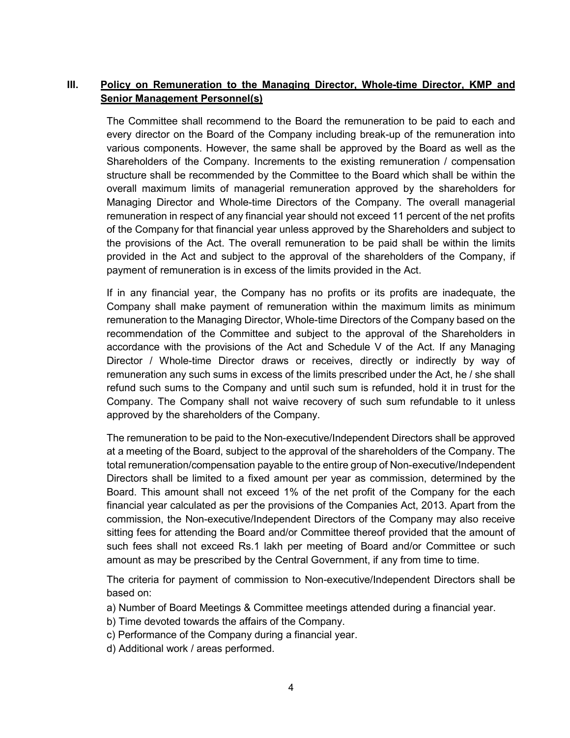## III. Policy on Remuneration to the Managing Director, Whole-time Director, KMP and Senior Management Personnel(s)

The Committee shall recommend to the Board the remuneration to be paid to each and every director on the Board of the Company including break-up of the remuneration into various components. However, the same shall be approved by the Board as well as the Shareholders of the Company. Increments to the existing remuneration / compensation structure shall be recommended by the Committee to the Board which shall be within the overall maximum limits of managerial remuneration approved by the shareholders for Managing Director and Whole-time Directors of the Company. The overall managerial remuneration in respect of any financial year should not exceed 11 percent of the net profits of the Company for that financial year unless approved by the Shareholders and subject to the provisions of the Act. The overall remuneration to be paid shall be within the limits provided in the Act and subject to the approval of the shareholders of the Company, if payment of remuneration is in excess of the limits provided in the Act.

If in any financial year, the Company has no profits or its profits are inadequate, the Company shall make payment of remuneration within the maximum limits as minimum remuneration to the Managing Director, Whole-time Directors of the Company based on the recommendation of the Committee and subject to the approval of the Shareholders in accordance with the provisions of the Act and Schedule V of the Act. If any Managing Director / Whole-time Director draws or receives, directly or indirectly by way of remuneration any such sums in excess of the limits prescribed under the Act, he / she shall refund such sums to the Company and until such sum is refunded, hold it in trust for the Company. The Company shall not waive recovery of such sum refundable to it unless approved by the shareholders of the Company.

The remuneration to be paid to the Non-executive/Independent Directors shall be approved at a meeting of the Board, subject to the approval of the shareholders of the Company. The total remuneration/compensation payable to the entire group of Non-executive/Independent Directors shall be limited to a fixed amount per year as commission, determined by the Board. This amount shall not exceed 1% of the net profit of the Company for the each financial year calculated as per the provisions of the Companies Act, 2013. Apart from the commission, the Non-executive/Independent Directors of the Company may also receive sitting fees for attending the Board and/or Committee thereof provided that the amount of such fees shall not exceed Rs.1 lakh per meeting of Board and/or Committee or such amount as may be prescribed by the Central Government, if any from time to time.

The criteria for payment of commission to Non-executive/Independent Directors shall be based on:

a) Number of Board Meetings & Committee meetings attended during a financial year.
b) Time devoted towards the affairs of the Company.
c) Performance of the Company during a financial year.
d) Additional work / areas performed.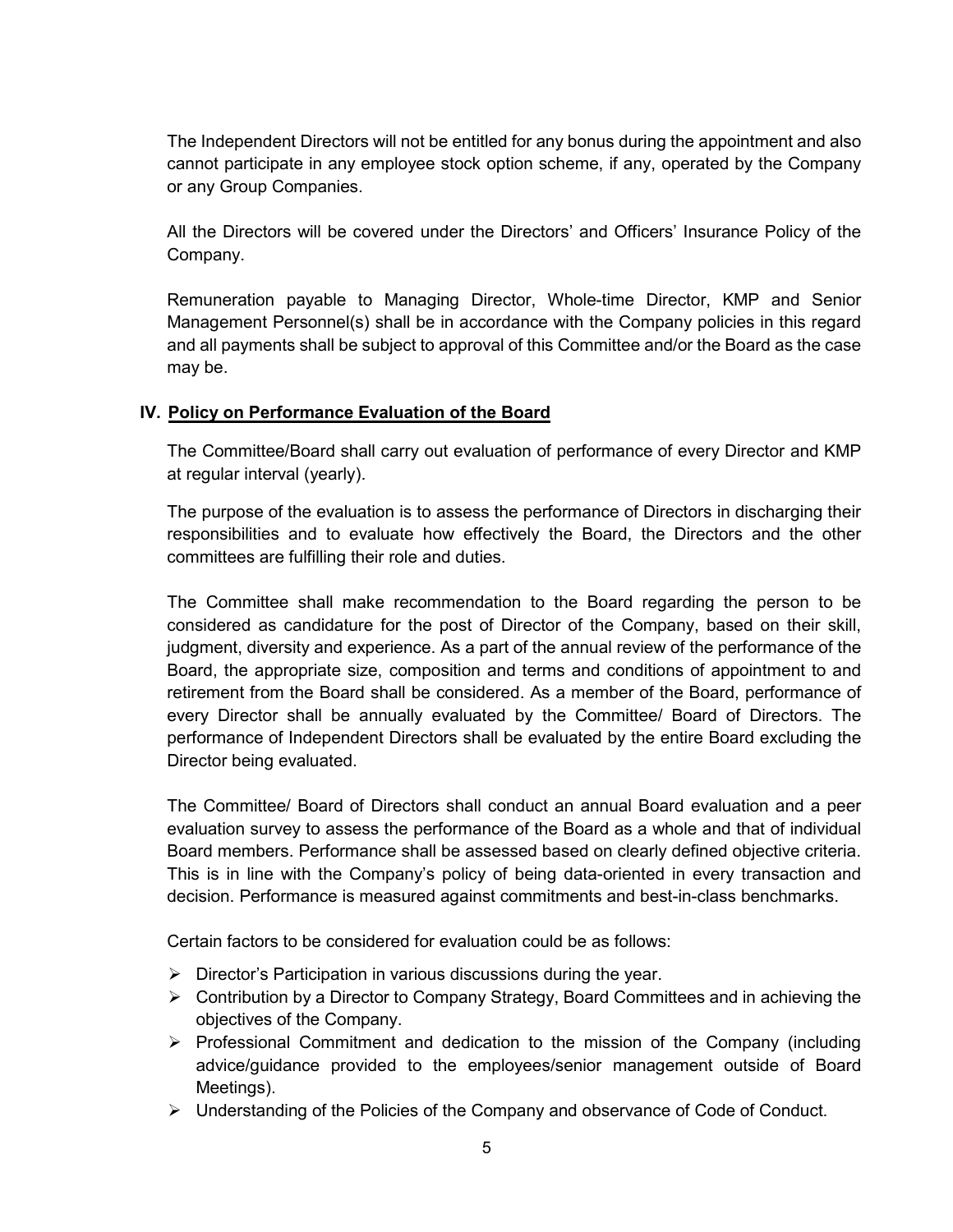The Independent Directors will not be entitled for any bonus during the appointment and also cannot participate in any employee stock option scheme, if any, operated by the Company or any Group Companies.

All the Directors will be covered under the Directors' and Officers' Insurance Policy of the Company.

Remuneration payable to Managing Director, Whole-time Director, KMP and Senior Management Personnel(s) shall be in accordance with the Company policies in this regard and all payments shall be subject to approval of this Committee and/or the Board as the case may be.

## IV. Policy on Performance Evaluation of the Board

The Committee/Board shall carry out evaluation of performance of every Director and KMP at regular interval (yearly).

The purpose of the evaluation is to assess the performance of Directors in discharging their responsibilities and to evaluate how effectively the Board, the Directors and the other committees are fulfilling their role and duties.

The Committee shall make recommendation to the Board regarding the person to be considered as candidature for the post of Director of the Company, based on their skill, judgment, diversity and experience. As a part of the annual review of the performance of the Board, the appropriate size, composition and terms and conditions of appointment to and retirement from the Board shall be considered. As a member of the Board, performance of every Director shall be annually evaluated by the Committee/ Board of Directors. The performance of Independent Directors shall be evaluated by the entire Board excluding the Director being evaluated.

The Committee/ Board of Directors shall conduct an annual Board evaluation and a peer evaluation survey to assess the performance of the Board as a whole and that of individual Board members. Performance shall be assessed based on clearly defined objective criteria. This is in line with the Company's policy of being data-oriented in every transaction and decision. Performance is measured against commitments and best-in-class benchmarks.

Certain factors to be considered for evaluation could be as follows:

- Director's Participation in various discussions during the year.
- Contribution by a Director to Company Strategy, Board Committees and in achieving the objectives of the Company.
- Professional Commitment and dedication to the mission of the Company (including advice/guidance provided to the employees/senior management outside of Board Meetings).
- Understanding of the Policies of the Company and observance of Code of Conduct.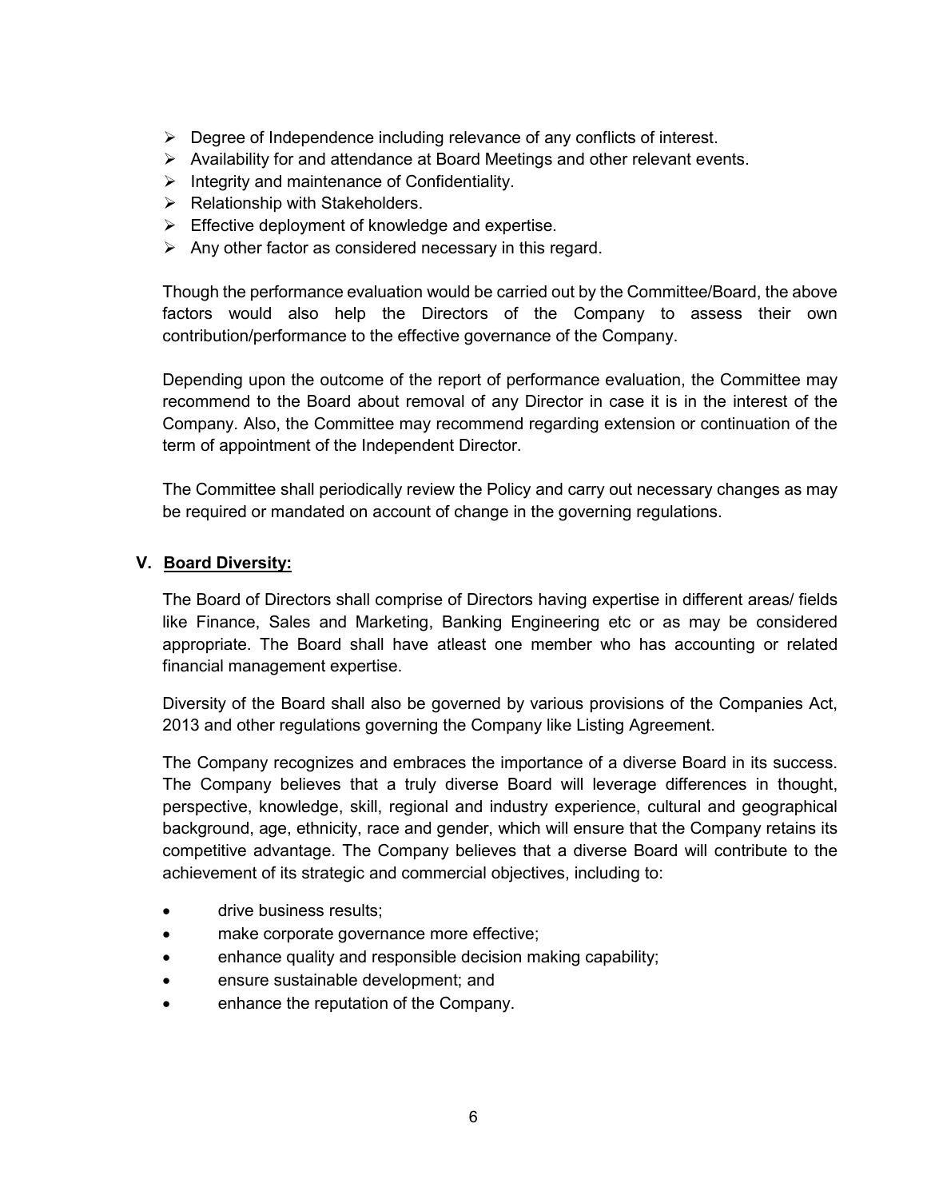- Degree of Independence including relevance of any conflicts of interest.
- Availability for and attendance at Board Meetings and other relevant events.
- Integrity and maintenance of Confidentiality.
- Relationship with Stakeholders.
- Effective deployment of knowledge and expertise.
- Any other factor as considered necessary in this regard.

Though the performance evaluation would be carried out by the Committee/Board, the above factors would also help the Directors of the Company to assess their own contribution/performance to the effective governance of the Company.

Depending upon the outcome of the report of performance evaluation, the Committee may recommend to the Board about removal of any Director in case it is in the interest of the Company. Also, the Committee may recommend regarding extension or continuation of the term of appointment of the Independent Director.

The Committee shall periodically review the Policy and carry out necessary changes as may be required or mandated on account of change in the governing regulations.

## V. Board Diversity:

The Board of Directors shall comprise of Directors having expertise in different areas/ fields like Finance, Sales and Marketing, Banking Engineering etc or as may be considered appropriate. The Board shall have atleast one member who has accounting or related financial management expertise.

Diversity of the Board shall also be governed by various provisions of the Companies Act, 2013 and other regulations governing the Company like Listing Agreement.

The Company recognizes and embraces the importance of a diverse Board in its success. The Company believes that a truly diverse Board will leverage differences in thought, perspective, knowledge, skill, regional and industry experience, cultural and geographical background, age, ethnicity, race and gender, which will ensure that the Company retains its competitive advantage. The Company believes that a diverse Board will contribute to the achievement of its strategic and commercial objectives, including to:

- drive business results;
- make corporate governance more effective;
- enhance quality and responsible decision making capability;
- ensure sustainable development; and
- enhance the reputation of the Company.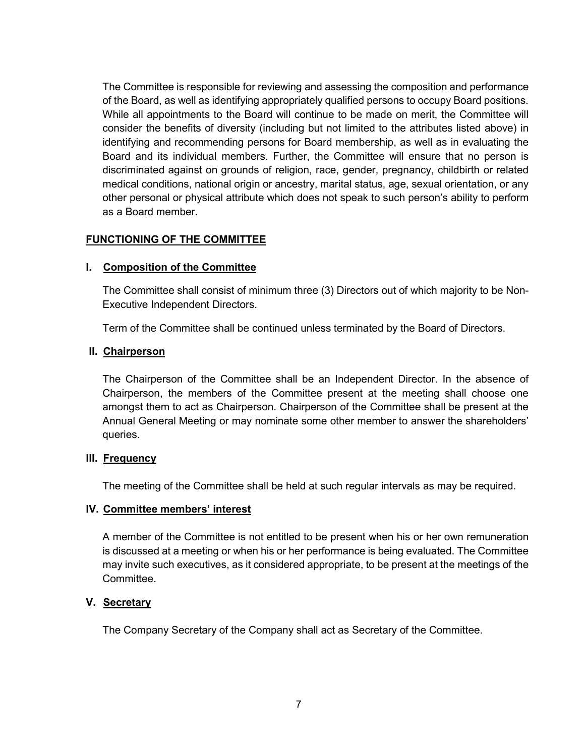The Committee is responsible for reviewing and assessing the composition and performance of the Board, as well as identifying appropriately qualified persons to occupy Board positions. While all appointments to the Board will continue to be made on merit, the Committee will consider the benefits of diversity (including but not limited to the attributes listed above) in identifying and recommending persons for Board membership, as well as in evaluating the Board and its individual members. Further, the Committee will ensure that no person is discriminated against on grounds of religion, race, gender, pregnancy, childbirth or related medical conditions, national origin or ancestry, marital status, age, sexual orientation, or any other personal or physical attribute which does not speak to such person's ability to perform as a Board member.

## FUNCTIONING OF THE COMMITTEE

### I. Composition of the Committee

The Committee shall consist of minimum three (3) Directors out of which majority to be Non-Executive Independent Directors.

Term of the Committee shall be continued unless terminated by the Board of Directors.

### II. Chairperson

The Chairperson of the Committee shall be an Independent Director. In the absence of Chairperson, the members of the Committee present at the meeting shall choose one amongst them to act as Chairperson. Chairperson of the Committee shall be present at the Annual General Meeting or may nominate some other member to answer the shareholders' queries.

### III. Frequency

The meeting of the Committee shall be held at such regular intervals as may be required.

### IV. Committee members' interest

A member of the Committee is not entitled to be present when his or her own remuneration is discussed at a meeting or when his or her performance is being evaluated. The Committee may invite such executives, as it considered appropriate, to be present at the meetings of the Committee.

### V. Secretary

The Company Secretary of the Company shall act as Secretary of the Committee.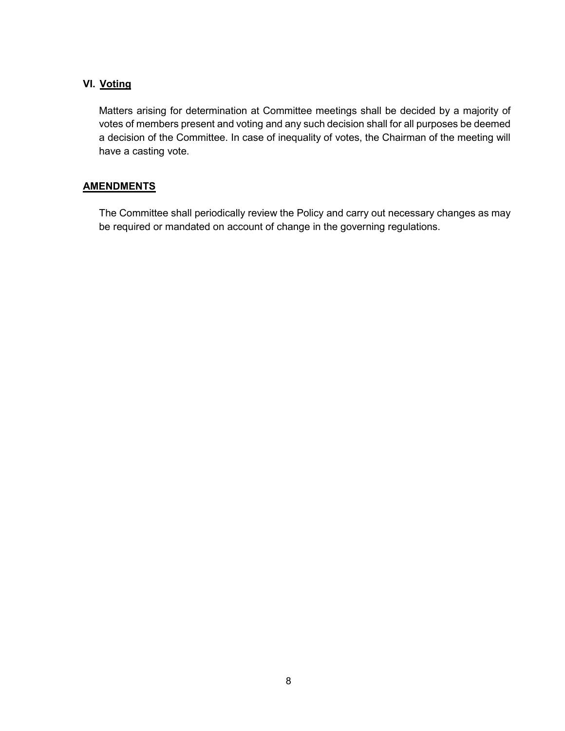### VI. Voting

Matters arising for determination at Committee meetings shall be decided by a majority of votes of members present and voting and any such decision shall for all purposes be deemed a decision of the Committee. In case of inequality of votes, the Chairman of the meeting will have a casting vote.

## AMENDMENTS

The Committee shall periodically review the Policy and carry out necessary changes as may be required or mandated on account of change in the governing regulations.